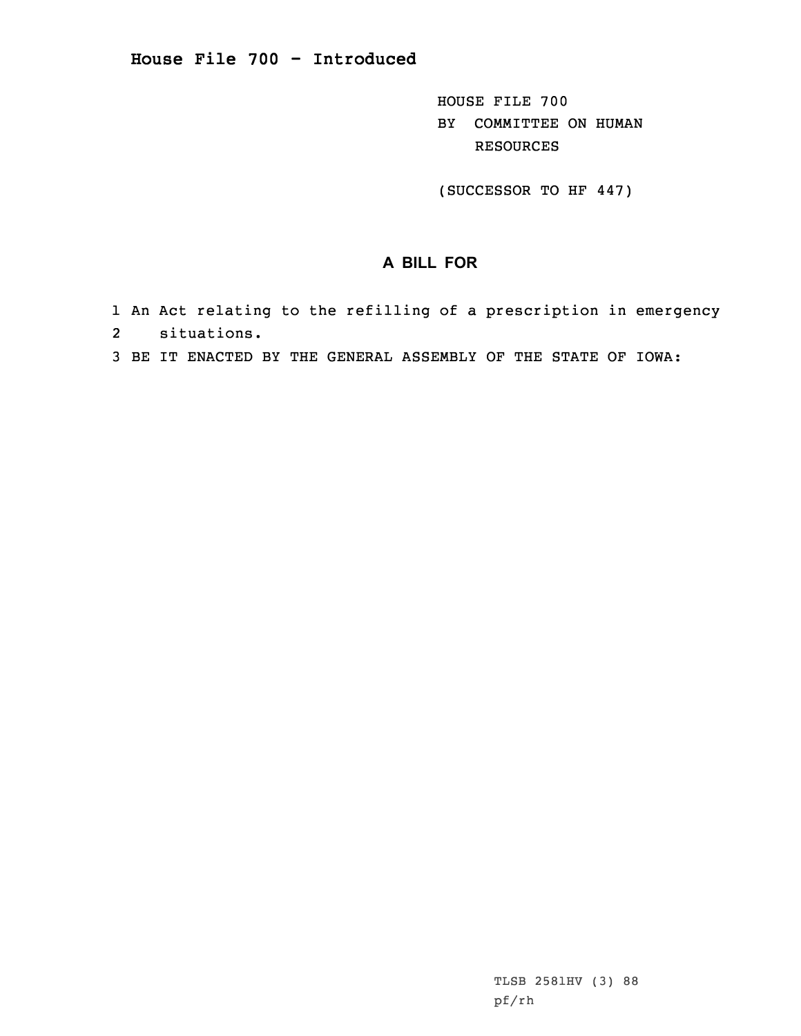# House File 700 - Introduced

HOUSE FILE 700
BY COMMITTEE ON HUMAN RESOURCES

(SUCCESSOR TO HF 447)

## A BILL FOR

1 An Act relating to the refilling of a prescription in emergency
2 situations.
3 BE IT ENACTED BY THE GENERAL ASSEMBLY OF THE STATE OF IOWA:

TLSB 2581HV (3) 88
pf/rh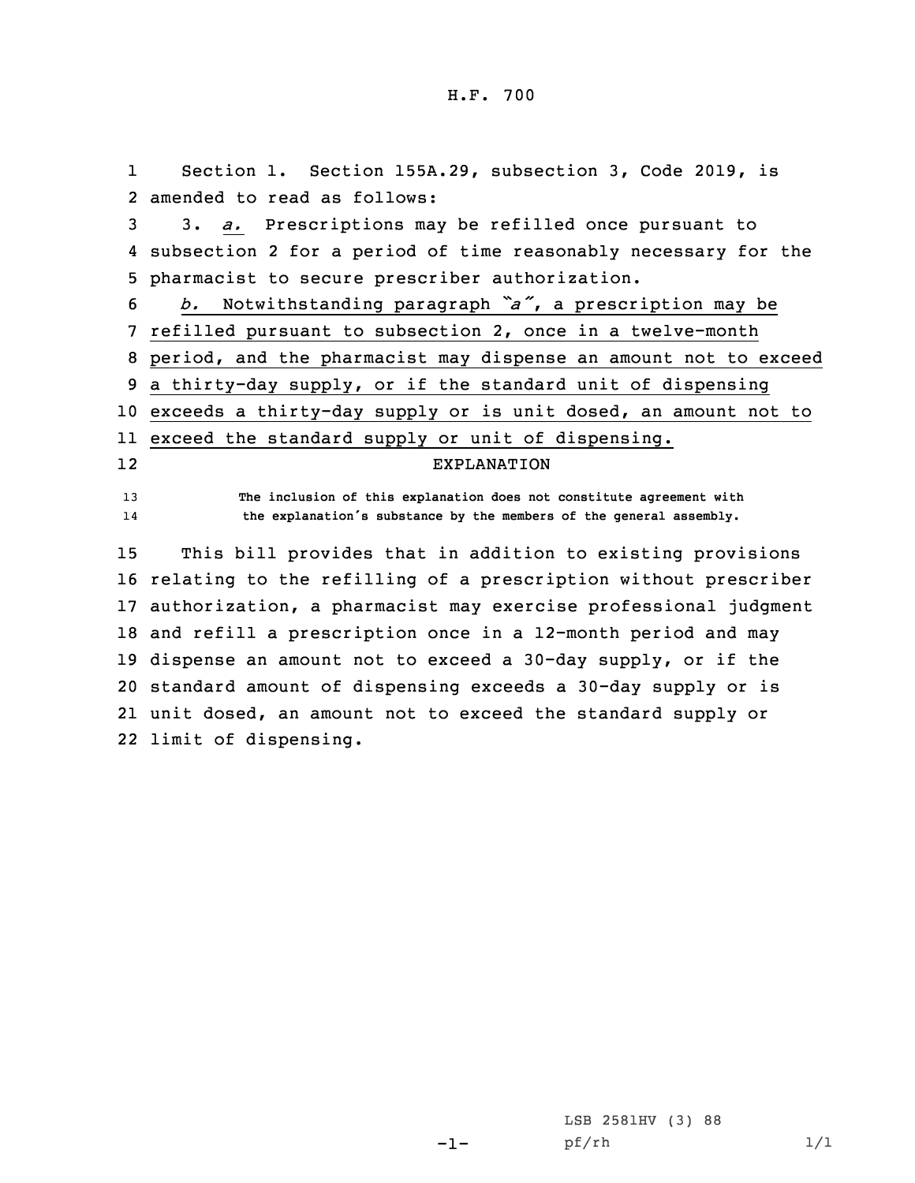Section 1. Section 155A.29, subsection 3, Code 2019, is amended to read as follows:

3. *a.* Prescriptions may be refilled once pursuant to subsection 2 for a period of time reasonably necessary for the pharmacist to secure prescriber authorization.

*b.* Notwithstanding paragraph *"a"*, a prescription may be refilled pursuant to subsection 2, once in a twelve-month period, and the pharmacist may dispense an amount not to exceed a thirty-day supply, or if the standard unit of dispensing exceeds a thirty-day supply or is unit dosed, an amount not to exceed the standard supply or unit of dispensing.

EXPLANATION

The inclusion of this explanation does not constitute agreement with the explanation's substance by the members of the general assembly.

This bill provides that in addition to existing provisions relating to the refilling of a prescription without prescriber authorization, a pharmacist may exercise professional judgment and refill a prescription once in a 12-month period and may dispense an amount not to exceed a 30-day supply, or if the standard amount of dispensing exceeds a 30-day supply or is unit dosed, an amount not to exceed the standard supply or limit of dispensing.

LSB 2581HV (3) 88
pf/rh